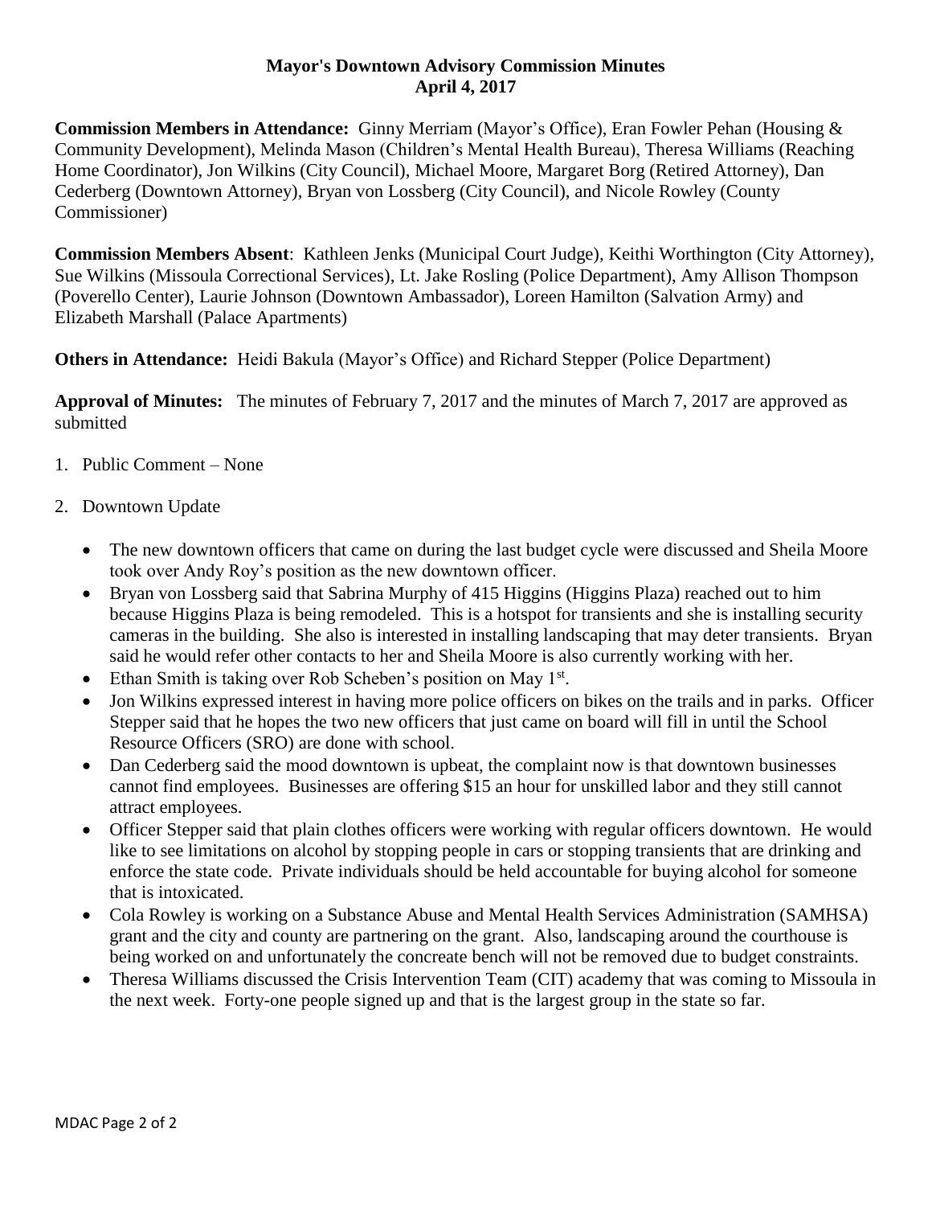# Mayor's Downtown Advisory Commission Minutes
## April 4, 2017

**Commission Members in Attendance:** Ginny Merriam (Mayor's Office), Eran Fowler Pehan (Housing & Community Development), Melinda Mason (Children's Mental Health Bureau), Theresa Williams (Reaching Home Coordinator), Jon Wilkins (City Council), Michael Moore, Margaret Borg (Retired Attorney), Dan Cederberg (Downtown Attorney), Bryan von Lossberg (City Council), and Nicole Rowley (County Commissioner)

**Commission Members Absent**: Kathleen Jenks (Municipal Court Judge), Keithi Worthington (City Attorney), Sue Wilkins (Missoula Correctional Services), Lt. Jake Rosling (Police Department), Amy Allison Thompson (Poverello Center), Laurie Johnson (Downtown Ambassador), Loreen Hamilton (Salvation Army) and Elizabeth Marshall (Palace Apartments)

**Others in Attendance:** Heidi Bakula (Mayor's Office) and Richard Stepper (Police Department)

**Approval of Minutes:** The minutes of February 7, 2017 and the minutes of March 7, 2017 are approved as submitted

1. Public Comment – None

2. Downtown Update

   - The new downtown officers that came on during the last budget cycle were discussed and Sheila Moore took over Andy Roy's position as the new downtown officer.
   - Bryan von Lossberg said that Sabrina Murphy of 415 Higgins (Higgins Plaza) reached out to him because Higgins Plaza is being remodeled. This is a hotspot for transients and she is installing security cameras in the building. She also is interested in installing landscaping that may deter transients. Bryan said he would refer other contacts to her and Sheila Moore is also currently working with her.
   - Ethan Smith is taking over Rob Scheben's position on May 1st.
   - Jon Wilkins expressed interest in having more police officers on bikes on the trails and in parks. Officer Stepper said that he hopes the two new officers that just came on board will fill in until the School Resource Officers (SRO) are done with school.
   - Dan Cederberg said the mood downtown is upbeat, the complaint now is that downtown businesses cannot find employees. Businesses are offering $15 an hour for unskilled labor and they still cannot attract employees.
   - Officer Stepper said that plain clothes officers were working with regular officers downtown. He would like to see limitations on alcohol by stopping people in cars or stopping transients that are drinking and enforce the state code. Private individuals should be held accountable for buying alcohol for someone that is intoxicated.
   - Cola Rowley is working on a Substance Abuse and Mental Health Services Administration (SAMHSA) grant and the city and county are partnering on the grant. Also, landscaping around the courthouse is being worked on and unfortunately the concreate bench will not be removed due to budget constraints.
   - Theresa Williams discussed the Crisis Intervention Team (CIT) academy that was coming to Missoula in the next week. Forty-one people signed up and that is the largest group in the state so far.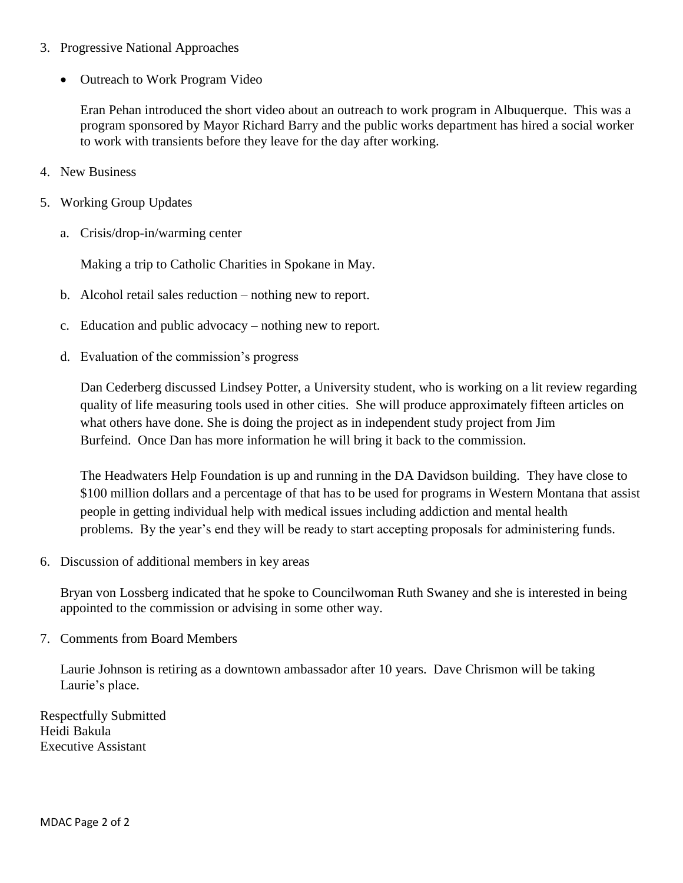3. Progressive National Approaches

   - Outreach to Work Program Video

     Eran Pehan introduced the short video about an outreach to work program in Albuquerque. This was a program sponsored by Mayor Richard Barry and the public works department has hired a social worker to work with transients before they leave for the day after working.

4. New Business

5. Working Group Updates

   a. Crisis/drop-in/warming center

      Making a trip to Catholic Charities in Spokane in May.

   b. Alcohol retail sales reduction – nothing new to report.

   c. Education and public advocacy – nothing new to report.

   d. Evaluation of the commission's progress

      Dan Cederberg discussed Lindsey Potter, a University student, who is working on a lit review regarding quality of life measuring tools used in other cities. She will produce approximately fifteen articles on what others have done. She is doing the project as in independent study project from Jim Burfeind. Once Dan has more information he will bring it back to the commission.

      The Headwaters Help Foundation is up and running in the DA Davidson building. They have close to $100 million dollars and a percentage of that has to be used for programs in Western Montana that assist people in getting individual help with medical issues including addiction and mental health problems. By the year's end they will be ready to start accepting proposals for administering funds.

6. Discussion of additional members in key areas

   Bryan von Lossberg indicated that he spoke to Councilwoman Ruth Swaney and she is interested in being appointed to the commission or advising in some other way.

7. Comments from Board Members

   Laurie Johnson is retiring as a downtown ambassador after 10 years. Dave Chrismon will be taking Laurie's place.

Respectfully Submitted  
Heidi Bakula  
Executive Assistant